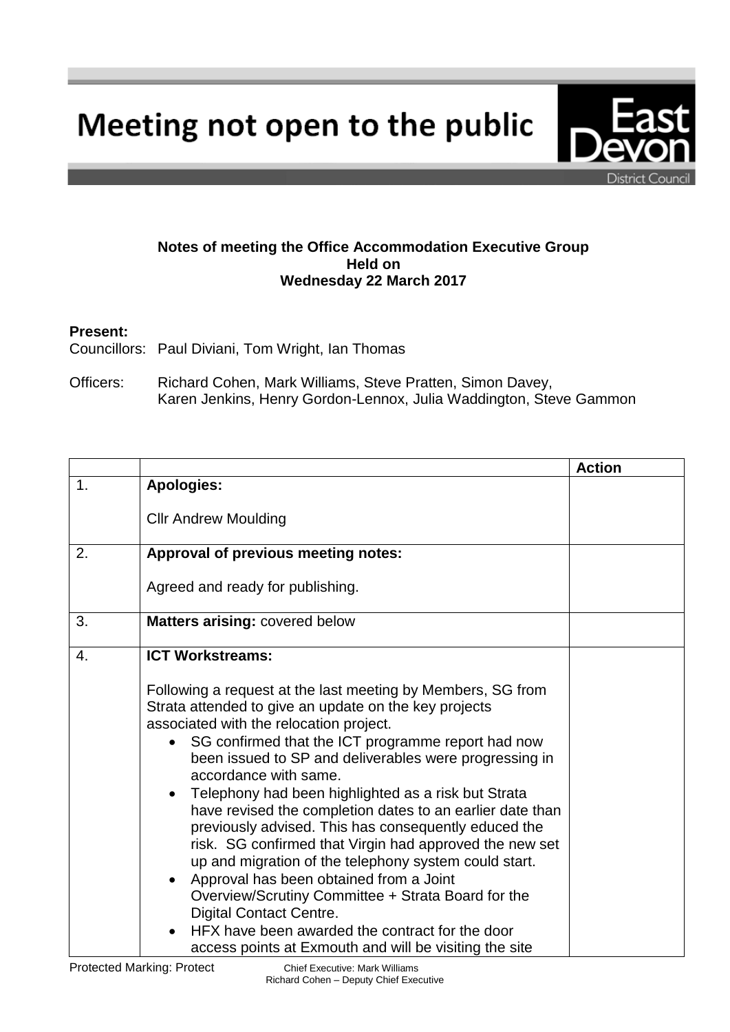# Meeting not open to the public

East Devon District Council

**Notes of meeting the Office Accommodation Executive Group**
**Held on**
**Wednesday 22 March 2017**

**Present:**

Councillors: Paul Diviani, Tom Wright, Ian Thomas

Officers: Richard Cohen, Mark Williams, Steve Pratten, Simon Davey, Karen Jenkins, Henry Gordon-Lennox, Julia Waddington, Steve Gammon

| | | Action |
|---|---|---|
| 1. | **Apologies:**<br><br>Cllr Andrew Moulding | |
| 2. | **Approval of previous meeting notes:**<br><br>Agreed and ready for publishing. | |
| 3. | **Matters arising:** covered below | |
| 4. | **ICT Workstreams:**<br><br>Following a request at the last meeting by Members, SG from Strata attended to give an update on the key projects associated with the relocation project.<br>• SG confirmed that the ICT programme report had now been issued to SP and deliverables were progressing in accordance with same.<br>• Telephony had been highlighted as a risk but Strata have revised the completion dates to an earlier date than previously advised. This has consequently educed the risk. SG confirmed that Virgin had approved the new set up and migration of the telephony system could start.<br>• Approval has been obtained from a Joint Overview/Scrutiny Committee + Strata Board for the Digital Contact Centre.<br>• HFX have been awarded the contract for the door access points at Exmouth and will be visiting the site | |

Protected Marking: Protect

Chief Executive: Mark Williams
Richard Cohen – Deputy Chief Executive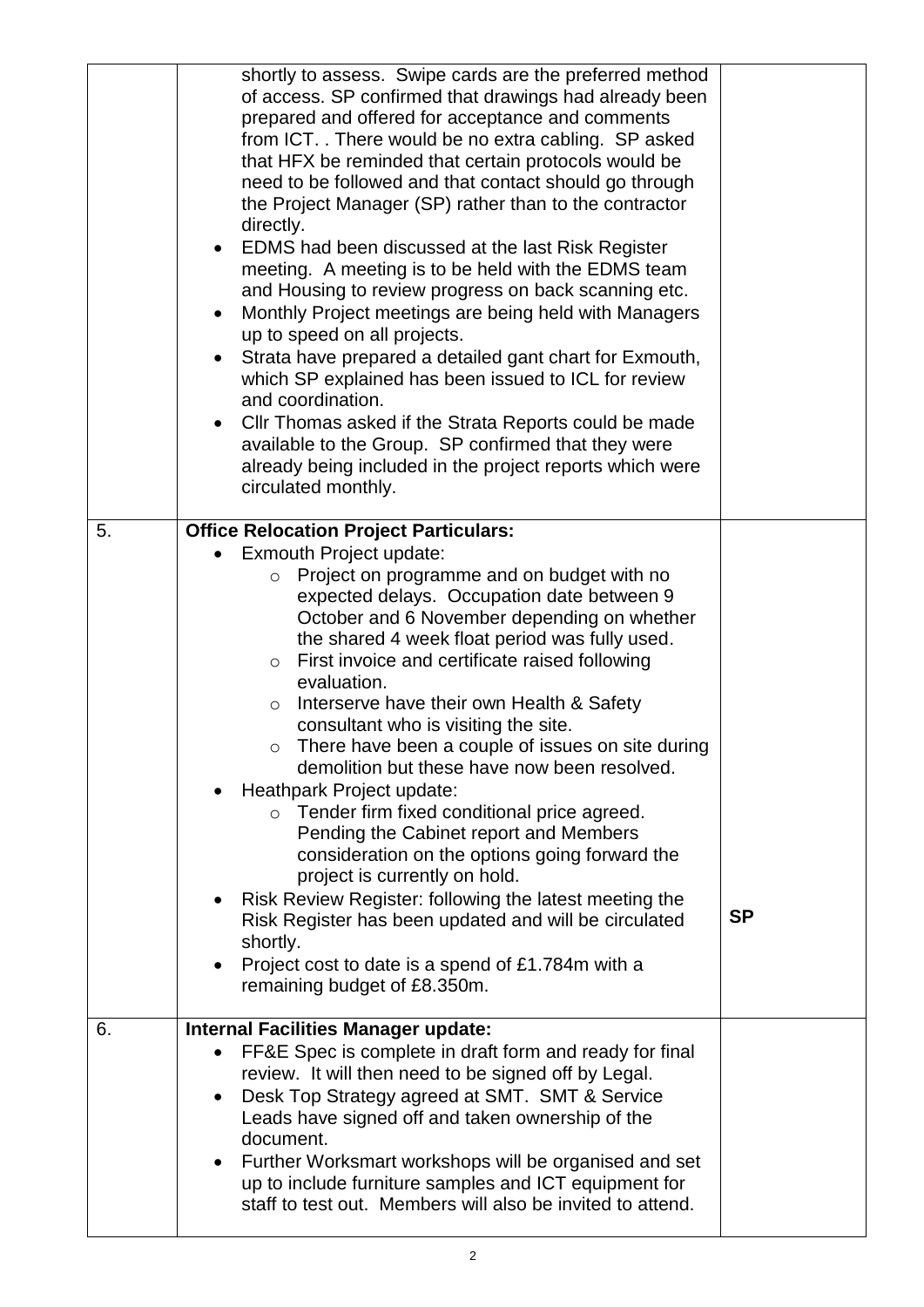| | | |
|---|---|---|
| | shortly to assess. Swipe cards are the preferred method of access. SP confirmed that drawings had already been prepared and offered for acceptance and comments from ICT. . There would be no extra cabling. SP asked that HFX be reminded that certain protocols would be need to be followed and that contact should go through the Project Manager (SP) rather than to the contractor directly.<br>• EDMS had been discussed at the last Risk Register meeting. A meeting is to be held with the EDMS team and Housing to review progress on back scanning etc.<br>• Monthly Project meetings are being held with Managers up to speed on all projects.<br>• Strata have prepared a detailed gant chart for Exmouth, which SP explained has been issued to ICL for review and coordination.<br>• Cllr Thomas asked if the Strata Reports could be made available to the Group. SP confirmed that they were already being included in the project reports which were circulated monthly. | |
| 5. | **Office Relocation Project Particulars:**<br>• Exmouth Project update:<br>&nbsp;&nbsp;&nbsp;&nbsp;○ Project on programme and on budget with no expected delays. Occupation date between 9 October and 6 November depending on whether the shared 4 week float period was fully used.<br>&nbsp;&nbsp;&nbsp;&nbsp;○ First invoice and certificate raised following evaluation.<br>&nbsp;&nbsp;&nbsp;&nbsp;○ Interserve have their own Health & Safety consultant who is visiting the site.<br>&nbsp;&nbsp;&nbsp;&nbsp;○ There have been a couple of issues on site during demolition but these have now been resolved.<br>• Heathpark Project update:<br>&nbsp;&nbsp;&nbsp;&nbsp;○ Tender firm fixed conditional price agreed. Pending the Cabinet report and Members consideration on the options going forward the project is currently on hold.<br>• Risk Review Register: following the latest meeting the Risk Register has been updated and will be circulated shortly.<br>• Project cost to date is a spend of £1.784m with a remaining budget of £8.350m. | **SP** |
| 6. | **Internal Facilities Manager update:**<br>• FF&E Spec is complete in draft form and ready for final review. It will then need to be signed off by Legal.<br>• Desk Top Strategy agreed at SMT. SMT & Service Leads have signed off and taken ownership of the document.<br>• Further Worksmart workshops will be organised and set up to include furniture samples and ICT equipment for staff to test out. Members will also be invited to attend. | |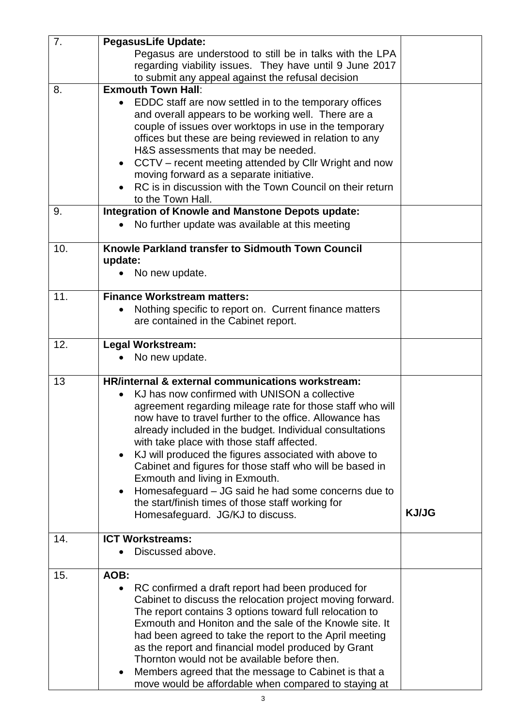| | | |
|---|---|---|
| 7. | **PegasusLife Update:**<br>Pegasus are understood to still be in talks with the LPA regarding viability issues. They have until 9 June 2017 to submit any appeal against the refusal decision | |
| 8. | **Exmouth Town Hall**:<br>• EDDC staff are now settled in to the temporary offices and overall appears to be working well. There are a couple of issues over worktops in use in the temporary offices but these are being reviewed in relation to any H&S assessments that may be needed.<br>• CCTV – recent meeting attended by Cllr Wright and now moving forward as a separate initiative.<br>• RC is in discussion with the Town Council on their return to the Town Hall. | |
| 9. | **Integration of Knowle and Manstone Depots update:**<br>• No further update was available at this meeting | |
| 10. | **Knowle Parkland transfer to Sidmouth Town Council update:**<br>• No new update. | |
| 11. | **Finance Workstream matters:**<br>• Nothing specific to report on. Current finance matters are contained in the Cabinet report. | |
| 12. | **Legal Workstream:**<br>• No new update. | |
| 13 | **HR/internal & external communications workstream:**<br>• KJ has now confirmed with UNISON a collective agreement regarding mileage rate for those staff who will now have to travel further to the office. Allowance has already included in the budget. Individual consultations with take place with those staff affected.<br>• KJ will produced the figures associated with above to Cabinet and figures for those staff who will be based in Exmouth and living in Exmouth.<br>• Homesafeguard – JG said he had some concerns due to the start/finish times of those staff working for Homesafeguard. JG/KJ to discuss. | **KJ/JG** |
| 14. | **ICT Workstreams:**<br>• Discussed above. | |
| 15. | **AOB:**<br>• RC confirmed a draft report had been produced for Cabinet to discuss the relocation project moving forward. The report contains 3 options toward full relocation to Exmouth and Honiton and the sale of the Knowle site. It had been agreed to take the report to the April meeting as the report and financial model produced by Grant Thornton would not be available before then.<br>• Members agreed that the message to Cabinet is that a move would be affordable when compared to staying at | |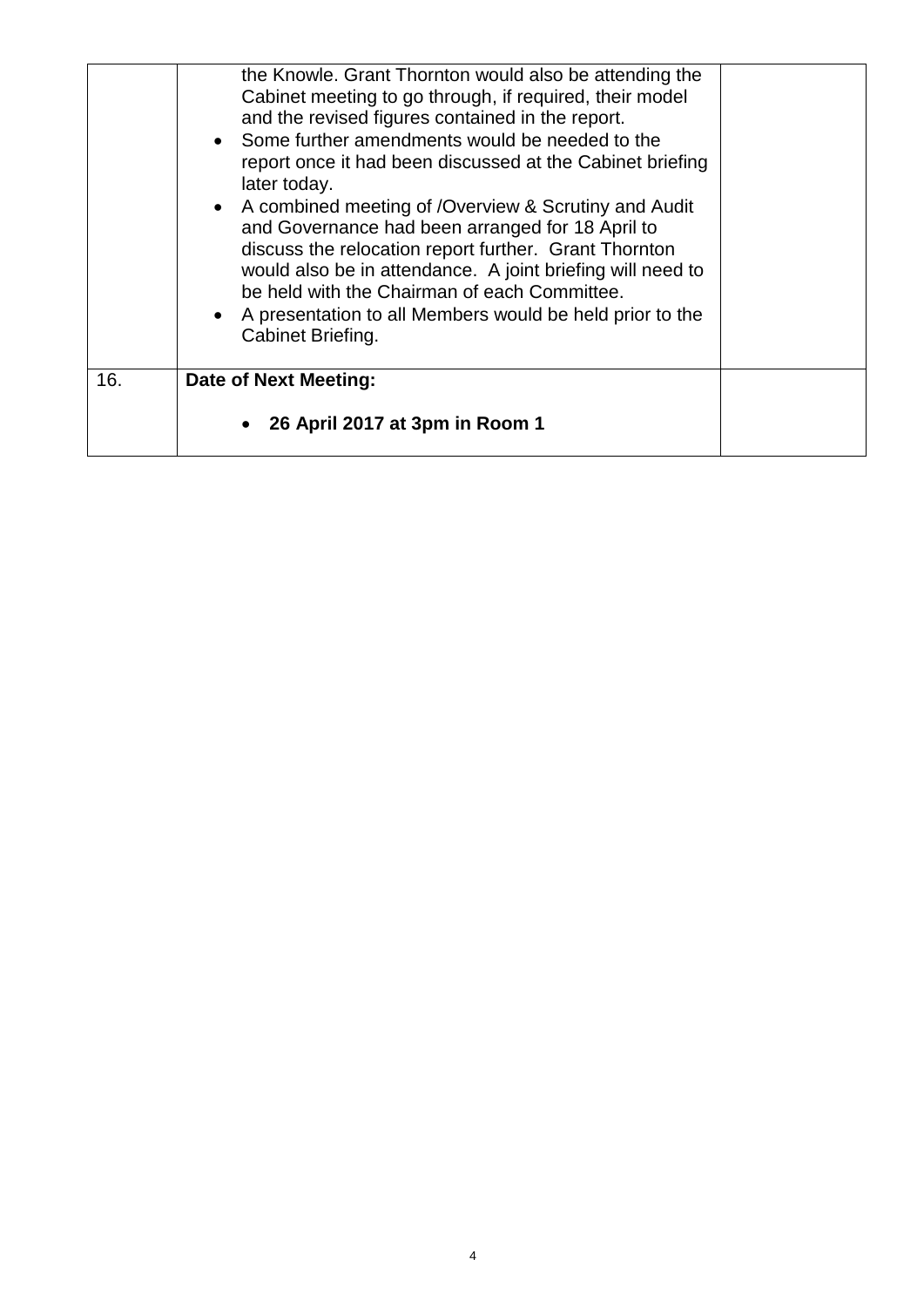| | | |
|---|---|---|
| | the Knowle. Grant Thornton would also be attending the Cabinet meeting to go through, if required, their model and the revised figures contained in the report.<br>• Some further amendments would be needed to the report once it had been discussed at the Cabinet briefing later today.<br>• A combined meeting of /Overview & Scrutiny and Audit and Governance had been arranged for 18 April to discuss the relocation report further. Grant Thornton would also be in attendance. A joint briefing will need to be held with the Chairman of each Committee.<br>• A presentation to all Members would be held prior to the Cabinet Briefing. | |
| 16. | **Date of Next Meeting:**<br>• **26 April 2017 at 3pm in Room 1** | |